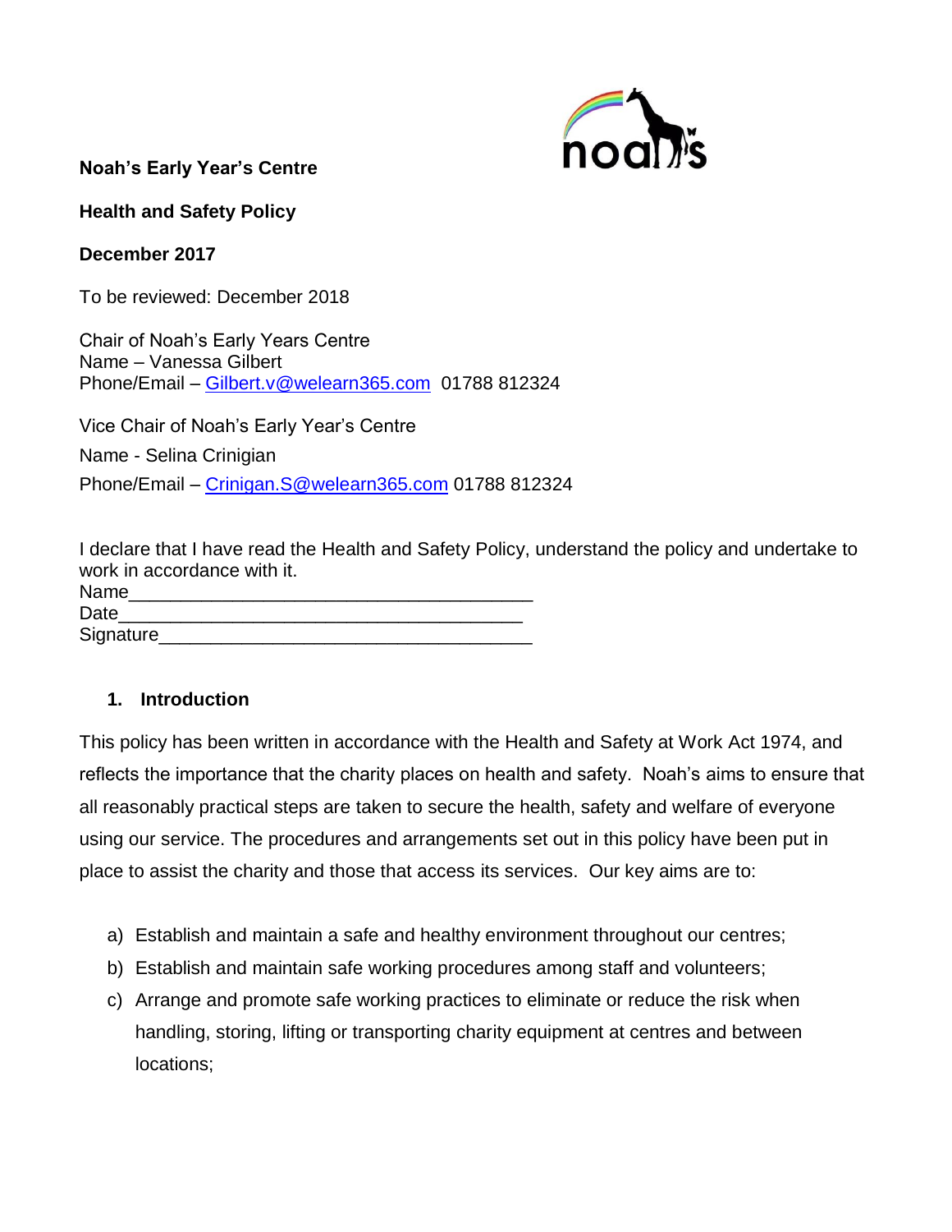**Noah's Early Year's Centre**

**Health and Safety Policy**

**December 2017**

To be reviewed: December 2018

Chair of Noah's Early Years Centre
Name – Vanessa Gilbert
Phone/Email – Gilbert.v@welearn365.com 01788 812324

Vice Chair of Noah's Early Year's Centre
Name - Selina Crinigian
Phone/Email – Crinigan.S@welearn365.com 01788 812324

I declare that I have read the Health and Safety Policy, understand the policy and undertake to work in accordance with it.
Name_______________________________________
Date_______________________________________
Signature_______________________________________

## 1. Introduction

This policy has been written in accordance with the Health and Safety at Work Act 1974, and reflects the importance that the charity places on health and safety. Noah's aims to ensure that all reasonably practical steps are taken to secure the health, safety and welfare of everyone using our service. The procedures and arrangements set out in this policy have been put in place to assist the charity and those that access its services. Our key aims are to:

a) Establish and maintain a safe and healthy environment throughout our centres;
b) Establish and maintain safe working procedures among staff and volunteers;
c) Arrange and promote safe working practices to eliminate or reduce the risk when handling, storing, lifting or transporting charity equipment at centres and between locations;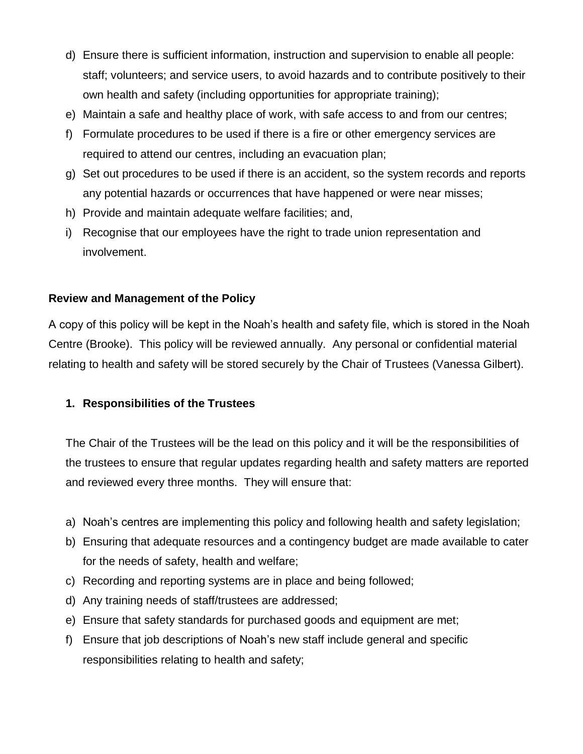d) Ensure there is sufficient information, instruction and supervision to enable all people: staff; volunteers; and service users, to avoid hazards and to contribute positively to their own health and safety (including opportunities for appropriate training);
e) Maintain a safe and healthy place of work, with safe access to and from our centres;
f) Formulate procedures to be used if there is a fire or other emergency services are required to attend our centres, including an evacuation plan;
g) Set out procedures to be used if there is an accident, so the system records and reports any potential hazards or occurrences that have happened or were near misses;
h) Provide and maintain adequate welfare facilities; and,
i) Recognise that our employees have the right to trade union representation and involvement.

**Review and Management of the Policy**

A copy of this policy will be kept in the Noah's health and safety file, which is stored in the Noah Centre (Brooke). This policy will be reviewed annually. Any personal or confidential material relating to health and safety will be stored securely by the Chair of Trustees (Vanessa Gilbert).

**1. Responsibilities of the Trustees**

The Chair of the Trustees will be the lead on this policy and it will be the responsibilities of the trustees to ensure that regular updates regarding health and safety matters are reported and reviewed every three months. They will ensure that:

a) Noah's centres are implementing this policy and following health and safety legislation;
b) Ensuring that adequate resources and a contingency budget are made available to cater for the needs of safety, health and welfare;
c) Recording and reporting systems are in place and being followed;
d) Any training needs of staff/trustees are addressed;
e) Ensure that safety standards for purchased goods and equipment are met;
f) Ensure that job descriptions of Noah's new staff include general and specific responsibilities relating to health and safety;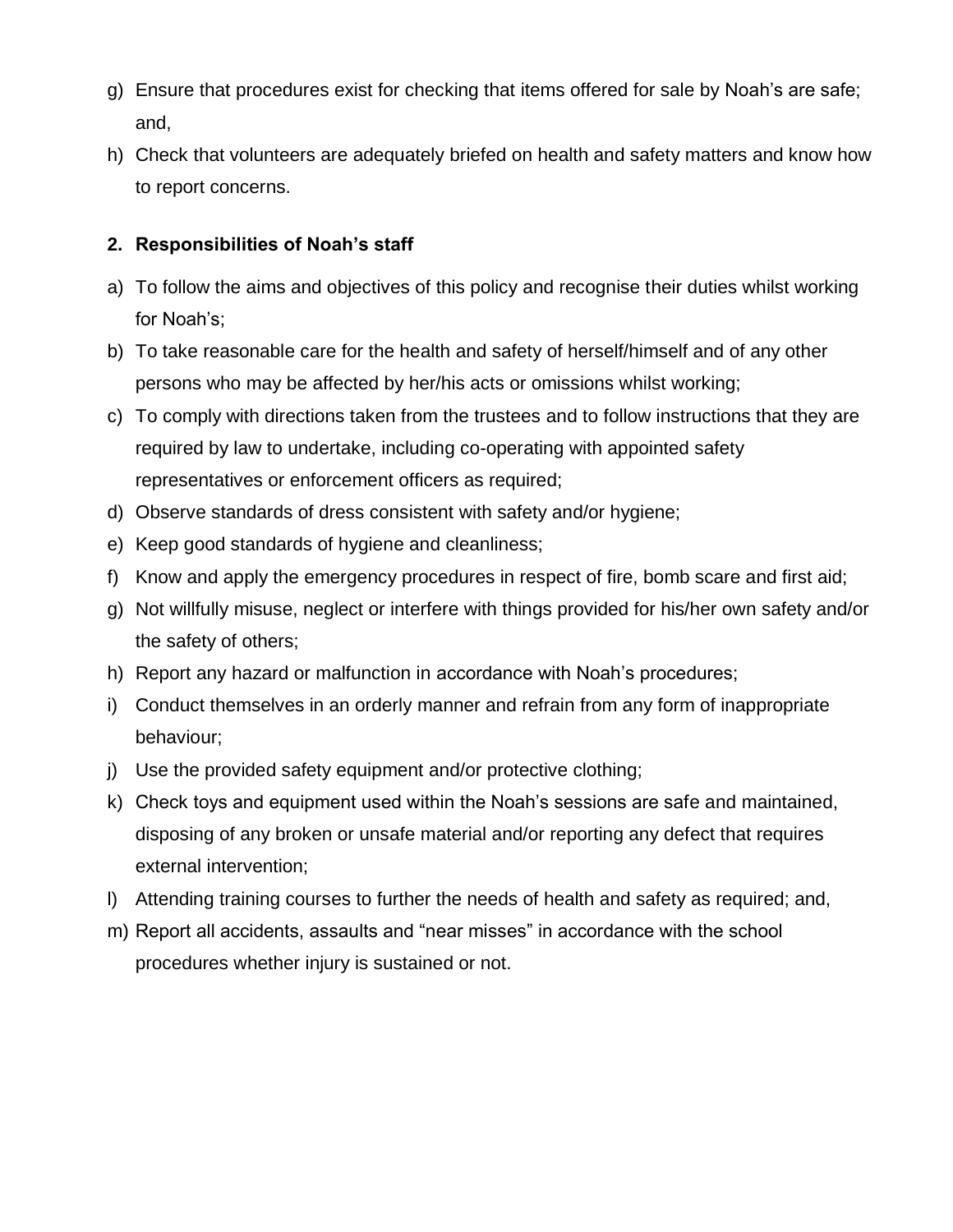g) Ensure that procedures exist for checking that items offered for sale by Noah's are safe; and,

h) Check that volunteers are adequately briefed on health and safety matters and know how to report concerns.

**2. Responsibilities of Noah's staff**

a) To follow the aims and objectives of this policy and recognise their duties whilst working for Noah's;

b) To take reasonable care for the health and safety of herself/himself and of any other persons who may be affected by her/his acts or omissions whilst working;

c) To comply with directions taken from the trustees and to follow instructions that they are required by law to undertake, including co-operating with appointed safety representatives or enforcement officers as required;

d) Observe standards of dress consistent with safety and/or hygiene;

e) Keep good standards of hygiene and cleanliness;

f) Know and apply the emergency procedures in respect of fire, bomb scare and first aid;

g) Not willfully misuse, neglect or interfere with things provided for his/her own safety and/or the safety of others;

h) Report any hazard or malfunction in accordance with Noah's procedures;

i) Conduct themselves in an orderly manner and refrain from any form of inappropriate behaviour;

j) Use the provided safety equipment and/or protective clothing;

k) Check toys and equipment used within the Noah's sessions are safe and maintained, disposing of any broken or unsafe material and/or reporting any defect that requires external intervention;

l) Attending training courses to further the needs of health and safety as required; and,

m) Report all accidents, assaults and "near misses" in accordance with the school procedures whether injury is sustained or not.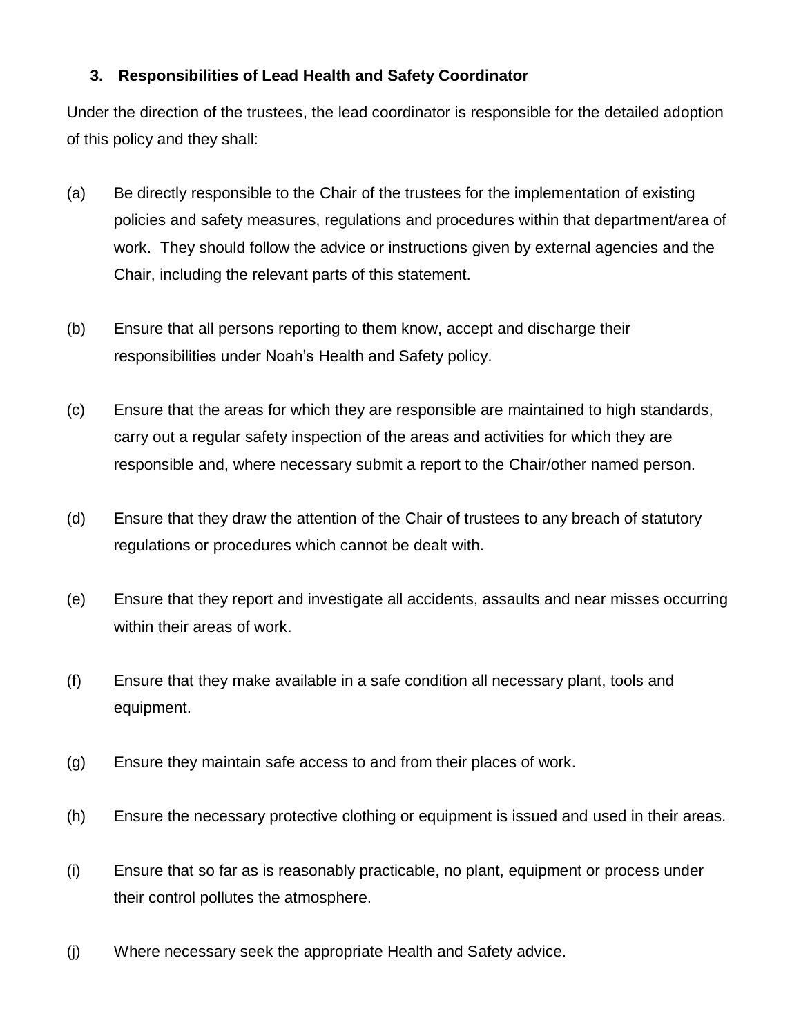### 3. Responsibilities of Lead Health and Safety Coordinator

Under the direction of the trustees, the lead coordinator is responsible for the detailed adoption of this policy and they shall:

(a) Be directly responsible to the Chair of the trustees for the implementation of existing policies and safety measures, regulations and procedures within that department/area of work. They should follow the advice or instructions given by external agencies and the Chair, including the relevant parts of this statement.

(b) Ensure that all persons reporting to them know, accept and discharge their responsibilities under Noah's Health and Safety policy.

(c) Ensure that the areas for which they are responsible are maintained to high standards, carry out a regular safety inspection of the areas and activities for which they are responsible and, where necessary submit a report to the Chair/other named person.

(d) Ensure that they draw the attention of the Chair of trustees to any breach of statutory regulations or procedures which cannot be dealt with.

(e) Ensure that they report and investigate all accidents, assaults and near misses occurring within their areas of work.

(f) Ensure that they make available in a safe condition all necessary plant, tools and equipment.

(g) Ensure they maintain safe access to and from their places of work.

(h) Ensure the necessary protective clothing or equipment is issued and used in their areas.

(i) Ensure that so far as is reasonably practicable, no plant, equipment or process under their control pollutes the atmosphere.

(j) Where necessary seek the appropriate Health and Safety advice.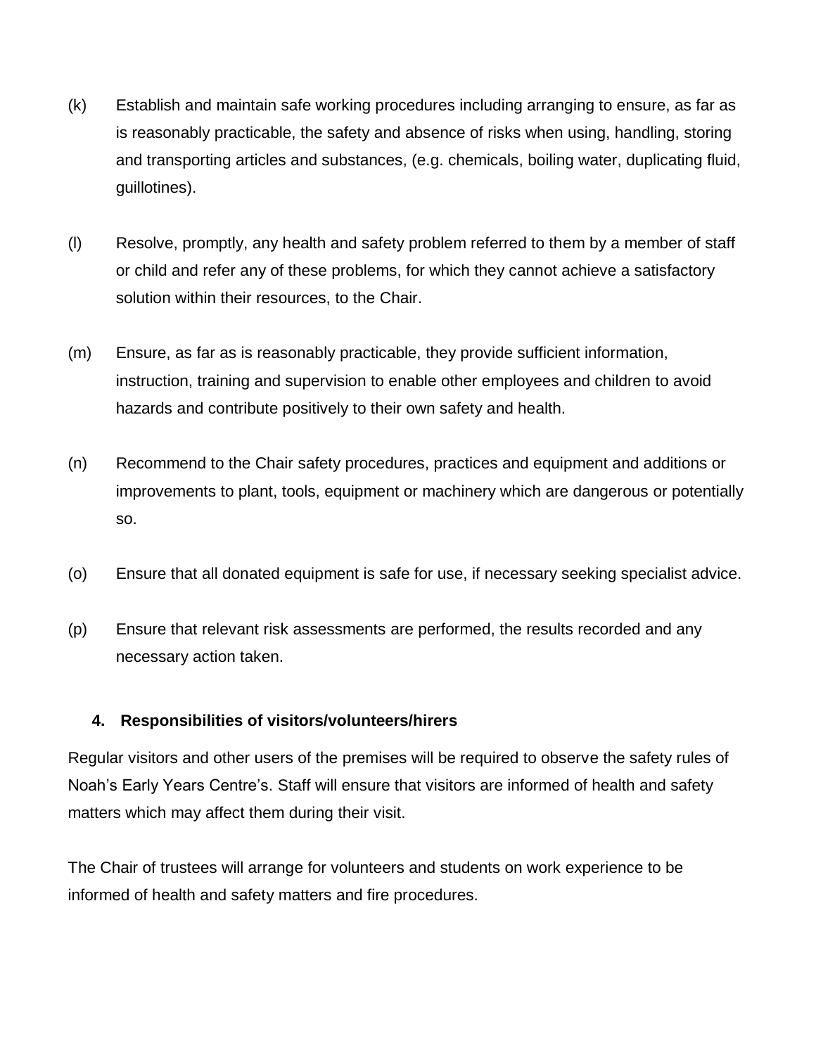(k) Establish and maintain safe working procedures including arranging to ensure, as far as is reasonably practicable, the safety and absence of risks when using, handling, storing and transporting articles and substances, (e.g. chemicals, boiling water, duplicating fluid, guillotines).

(l) Resolve, promptly, any health and safety problem referred to them by a member of staff or child and refer any of these problems, for which they cannot achieve a satisfactory solution within their resources, to the Chair.

(m) Ensure, as far as is reasonably practicable, they provide sufficient information, instruction, training and supervision to enable other employees and children to avoid hazards and contribute positively to their own safety and health.

(n) Recommend to the Chair safety procedures, practices and equipment and additions or improvements to plant, tools, equipment or machinery which are dangerous or potentially so.

(o) Ensure that all donated equipment is safe for use, if necessary seeking specialist advice.

(p) Ensure that relevant risk assessments are performed, the results recorded and any necessary action taken.

### 4. Responsibilities of visitors/volunteers/hirers

Regular visitors and other users of the premises will be required to observe the safety rules of Noah's Early Years Centre's. Staff will ensure that visitors are informed of health and safety matters which may affect them during their visit.

The Chair of trustees will arrange for volunteers and students on work experience to be informed of health and safety matters and fire procedures.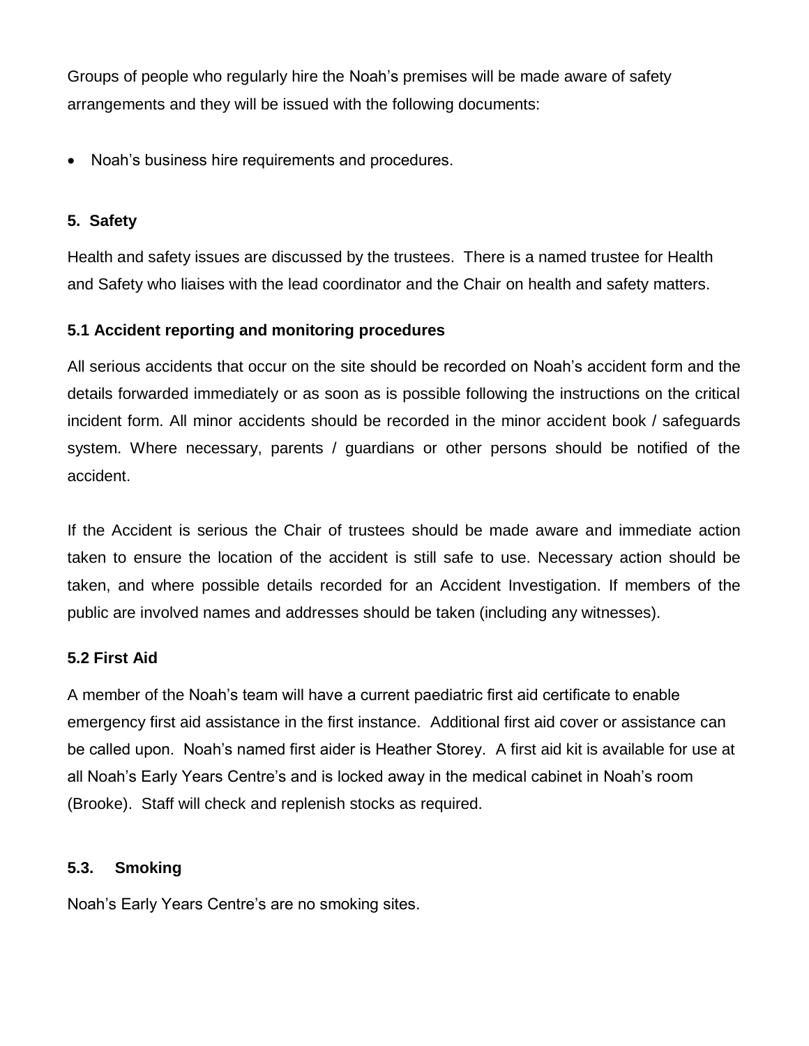Groups of people who regularly hire the Noah's premises will be made aware of safety arrangements and they will be issued with the following documents:

- Noah's business hire requirements and procedures.

## 5. Safety

Health and safety issues are discussed by the trustees. There is a named trustee for Health and Safety who liaises with the lead coordinator and the Chair on health and safety matters.

### 5.1 Accident reporting and monitoring procedures

All serious accidents that occur on the site should be recorded on Noah's accident form and the details forwarded immediately or as soon as is possible following the instructions on the critical incident form. All minor accidents should be recorded in the minor accident book / safeguards system. Where necessary, parents / guardians or other persons should be notified of the accident.

If the Accident is serious the Chair of trustees should be made aware and immediate action taken to ensure the location of the accident is still safe to use. Necessary action should be taken, and where possible details recorded for an Accident Investigation. If members of the public are involved names and addresses should be taken (including any witnesses).

### 5.2 First Aid

A member of the Noah's team will have a current paediatric first aid certificate to enable emergency first aid assistance in the first instance. Additional first aid cover or assistance can be called upon. Noah's named first aider is Heather Storey. A first aid kit is available for use at all Noah's Early Years Centre's and is locked away in the medical cabinet in Noah's room (Brooke). Staff will check and replenish stocks as required.

### 5.3. Smoking

Noah's Early Years Centre's are no smoking sites.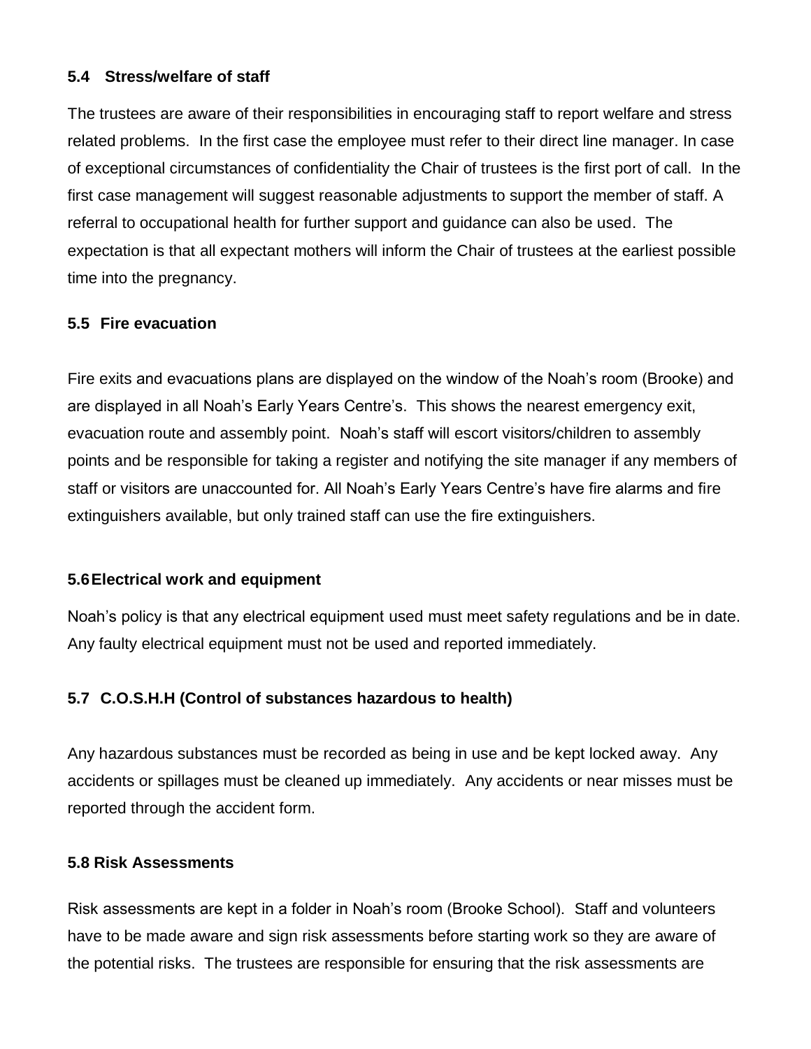### 5.4 Stress/welfare of staff

The trustees are aware of their responsibilities in encouraging staff to report welfare and stress related problems. In the first case the employee must refer to their direct line manager. In case of exceptional circumstances of confidentiality the Chair of trustees is the first port of call. In the first case management will suggest reasonable adjustments to support the member of staff. A referral to occupational health for further support and guidance can also be used. The expectation is that all expectant mothers will inform the Chair of trustees at the earliest possible time into the pregnancy.

### 5.5 Fire evacuation

Fire exits and evacuations plans are displayed on the window of the Noah's room (Brooke) and are displayed in all Noah's Early Years Centre's. This shows the nearest emergency exit, evacuation route and assembly point. Noah's staff will escort visitors/children to assembly points and be responsible for taking a register and notifying the site manager if any members of staff or visitors are unaccounted for. All Noah's Early Years Centre's have fire alarms and fire extinguishers available, but only trained staff can use the fire extinguishers.

### 5.6 Electrical work and equipment

Noah's policy is that any electrical equipment used must meet safety regulations and be in date. Any faulty electrical equipment must not be used and reported immediately.

### 5.7 C.O.S.H.H (Control of substances hazardous to health)

Any hazardous substances must be recorded as being in use and be kept locked away. Any accidents or spillages must be cleaned up immediately. Any accidents or near misses must be reported through the accident form.

### 5.8 Risk Assessments

Risk assessments are kept in a folder in Noah's room (Brooke School). Staff and volunteers have to be made aware and sign risk assessments before starting work so they are aware of the potential risks. The trustees are responsible for ensuring that the risk assessments are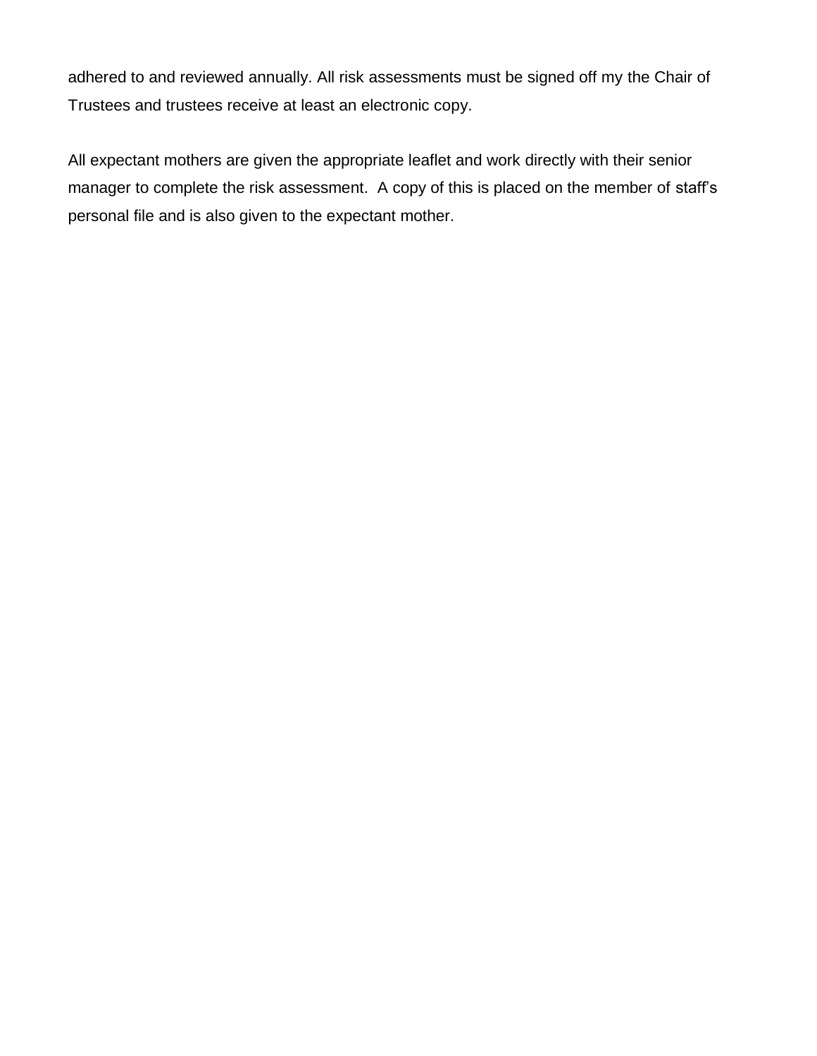adhered to and reviewed annually. All risk assessments must be signed off my the Chair of Trustees and trustees receive at least an electronic copy.

All expectant mothers are given the appropriate leaflet and work directly with their senior manager to complete the risk assessment. A copy of this is placed on the member of staff's personal file and is also given to the expectant mother.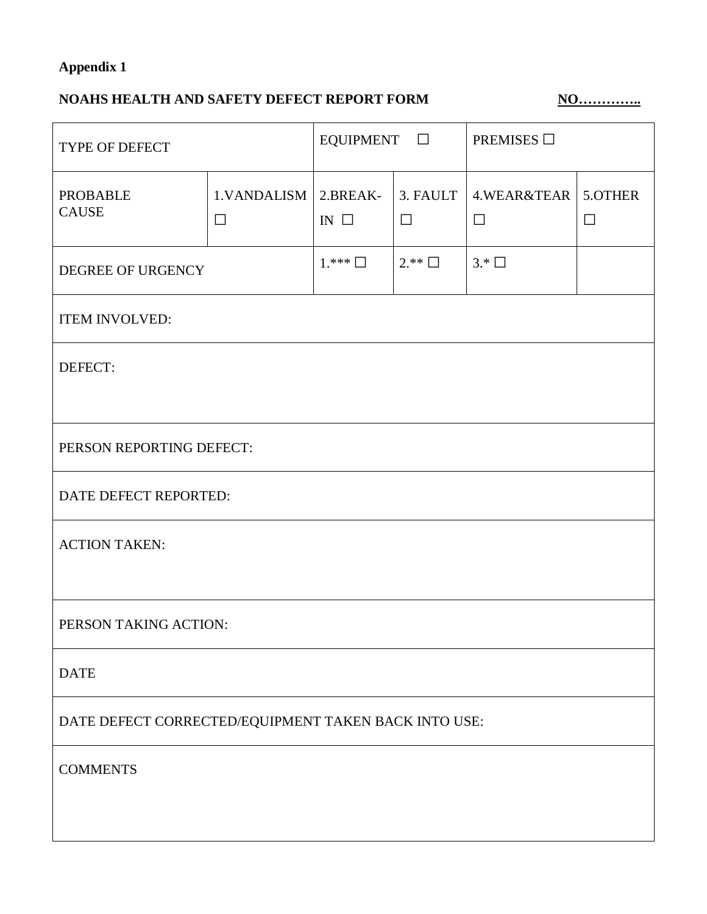**Appendix 1**

**NOAHS HEALTH AND SAFETY DEFECT REPORT FORM** **NO…………..**

| TYPE OF DEFECT | | EQUIPMENT ☐ | | PREMISES ☐ | |
|---|---|---|---|---|---|
| PROBABLE CAUSE | 1.VANDALISM ☐ | 2.BREAK-IN ☐ | 3. FAULT ☐ | 4.WEAR&TEAR ☐ | 5.OTHER ☐ |
| DEGREE OF URGENCY | | 1.*** ☐ | 2.** ☐ | 3.* ☐ | |
| ITEM INVOLVED: | | | | | |
| DEFECT: | | | | | |
| PERSON REPORTING DEFECT: | | | | | |
| DATE DEFECT REPORTED: | | | | | |
| ACTION TAKEN: | | | | | |
| PERSON TAKING ACTION: | | | | | |
| DATE | | | | | |
| DATE DEFECT CORRECTED/EQUIPMENT TAKEN BACK INTO USE: | | | | | |
| COMMENTS | | | | | |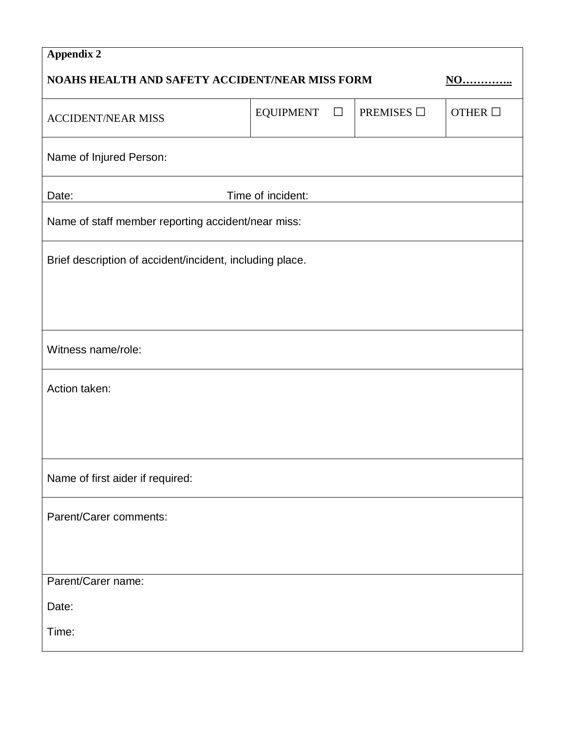**Appendix 2**

**NOAHS HEALTH AND SAFETY ACCIDENT/NEAR MISS FORM** **NO…………..**

| | | | |
|---|---|---|---|
| ACCIDENT/NEAR MISS | EQUIPMENT ☐ | PREMISES ☐ | OTHER ☐ |

Name of Injured Person:

Date: Time of incident:

Name of staff member reporting accident/near miss:

Brief description of accident/incident, including place.

Witness name/role:

Action taken:

Name of first aider if required:

Parent/Carer comments:

Parent/Carer name:

Date:

Time: